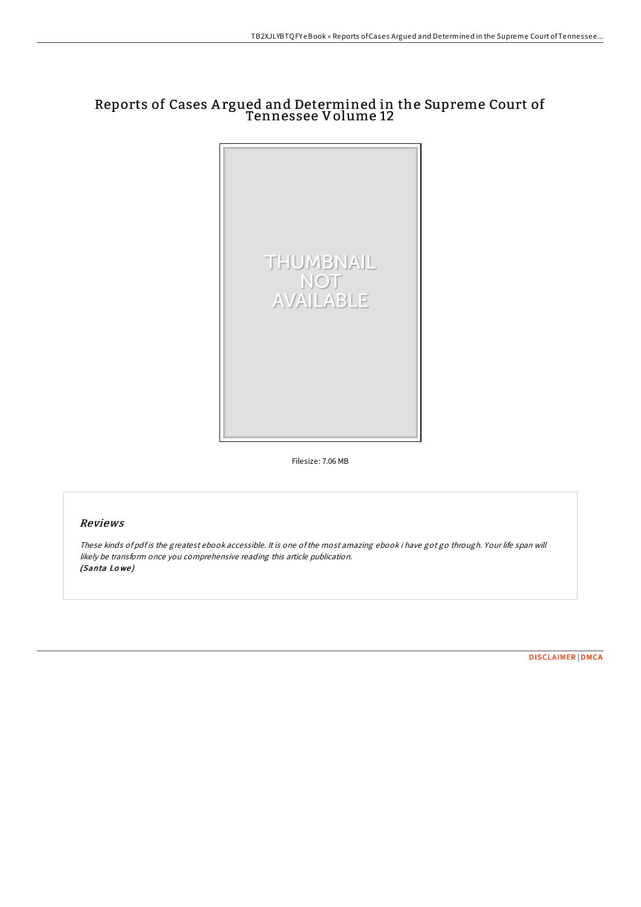# Reports of Cases Argued and Determined in the Supreme Court of Tennessee Volume 12

Filesize: 7.06 MB

## *Reviews*

*These kinds of pdf is the greatest ebook accessible. It is one of the most amazing ebook i have got go through. Your life span will likely be transform once you comprehensive reading this article publication.*
*(Santa Lowe)*

DISCLAIMER | DMCA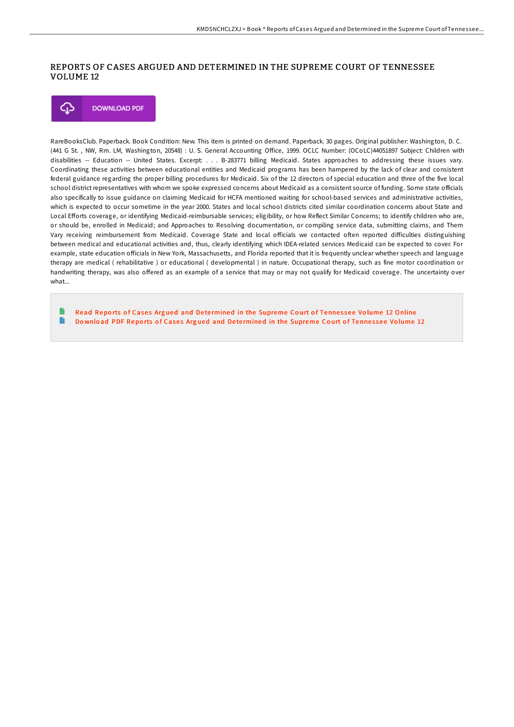# REPORTS OF CASES ARGUED AND DETERMINED IN THE SUPREME COURT OF TENNESSEE VOLUME 12

DOWNLOAD PDF

RareBooksClub. Paperback. Book Condition: New. This item is printed on demand. Paperback. 30 pages. Original publisher: Washington, D. C. (441 G St. , NW, Rm. LM, Washington, 20548) : U. S. General Accounting Office, 1999. OCLC Number: (OCoLC)44051897 Subject: Children with disabilities -- Education -- United States. Excerpt: . . . B-283771 billing Medicaid. States approaches to addressing these issues vary. Coordinating these activities between educational entities and Medicaid programs has been hampered by the lack of clear and consistent federal guidance regarding the proper billing procedures for Medicaid. Six of the 12 directors of special education and three of the five local school district representatives with whom we spoke expressed concerns about Medicaid as a consistent source of funding. Some state officials also specifically to issue guidance on claiming Medicaid for HCFA mentioned waiting for school-based services and administrative activities, which is expected to occur sometime in the year 2000. States and local school districts cited similar coordination concerns about State and Local Efforts coverage, or identifying Medicaid-reimbursable services; eligibility, or how Reflect Similar Concerns; to identify children who are, or should be, enrolled in Medicaid; and Approaches to Resolving documentation, or compiling service data, submitting claims, and Them Vary receiving reimbursement from Medicaid. Coverage State and local officials we contacted often reported difficulties distinguishing between medical and educational activities and, thus, clearly identifying which IDEA-related services Medicaid can be expected to cover. For example, state education officials in New York, Massachusetts, and Florida reported that it is frequently unclear whether speech and language therapy are medical ( rehabilitative ) or educational ( developmental ) in nature. Occupational therapy, such as fine motor coordination or handwriting therapy, was also offered as an example of a service that may or may not qualify for Medicaid coverage. The uncertainty over what...

- Read Reports of Cases Argued and Determined in the Supreme Court of Tennessee Volume 12 Online
- Download PDF Reports of Cases Argued and Determined in the Supreme Court of Tennessee Volume 12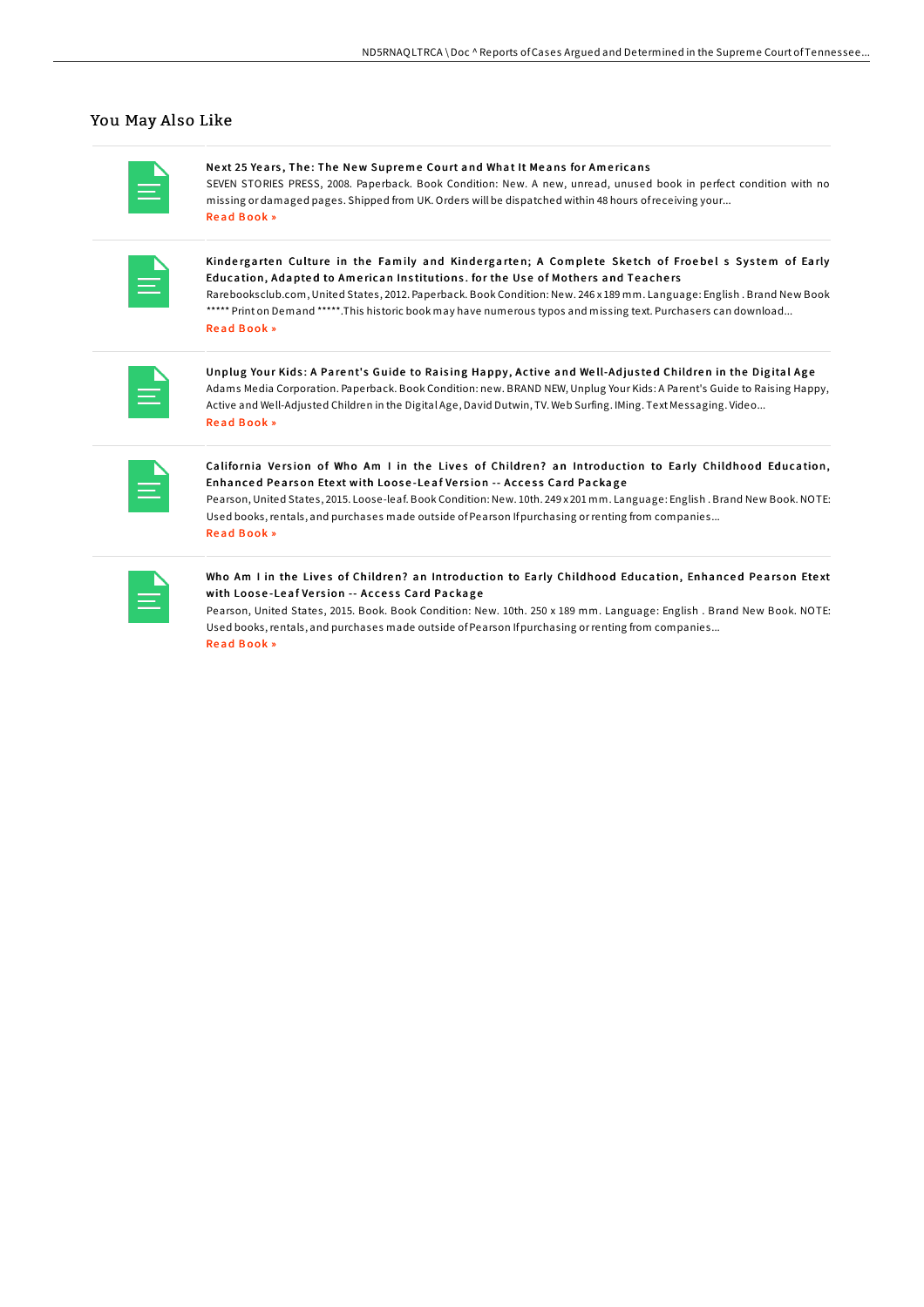## You May Also Like

**Next 25 Years, The: The New Supreme Court and What It Means for Americans**

SEVEN STORIES PRESS, 2008. Paperback. Book Condition: New. A new, unread, unused book in perfect condition with no missing or damaged pages. Shipped from UK. Orders will be dispatched within 48 hours of receiving your...

Read Book »

**Kindergarten Culture in the Family and Kindergarten; A Complete Sketch of Froebel s System of Early Education, Adapted to American Institutions. for the Use of Mothers and Teachers**

Rarebooksclub.com, United States, 2012. Paperback. Book Condition: New. 246 x 189 mm. Language: English . Brand New Book ***** Print on Demand *****.This historic book may have numerous typos and missing text. Purchasers can download...

Read Book »

**Unplug Your Kids: A Parent's Guide to Raising Happy, Active and Well-Adjusted Children in the Digital Age**

Adams Media Corporation. Paperback. Book Condition: new. BRAND NEW, Unplug Your Kids: A Parent's Guide to Raising Happy, Active and Well-Adjusted Children in the Digital Age, David Dutwin, TV. Web Surfing. IMing. Text Messaging. Video...

Read Book »

**California Version of Who Am I in the Lives of Children? an Introduction to Early Childhood Education, Enhanced Pearson Etext with Loose-Leaf Version -- Access Card Package**

Pearson, United States, 2015. Loose-leaf. Book Condition: New. 10th. 249 x 201 mm. Language: English . Brand New Book. NOTE: Used books, rentals, and purchases made outside of Pearson If purchasing or renting from companies...

Read Book »

**Who Am I in the Lives of Children? an Introduction to Early Childhood Education, Enhanced Pearson Etext with Loose-Leaf Version -- Access Card Package**

Pearson, United States, 2015. Book. Book Condition: New. 10th. 250 x 189 mm. Language: English . Brand New Book. NOTE: Used books, rentals, and purchases made outside of Pearson If purchasing or renting from companies...

Read Book »